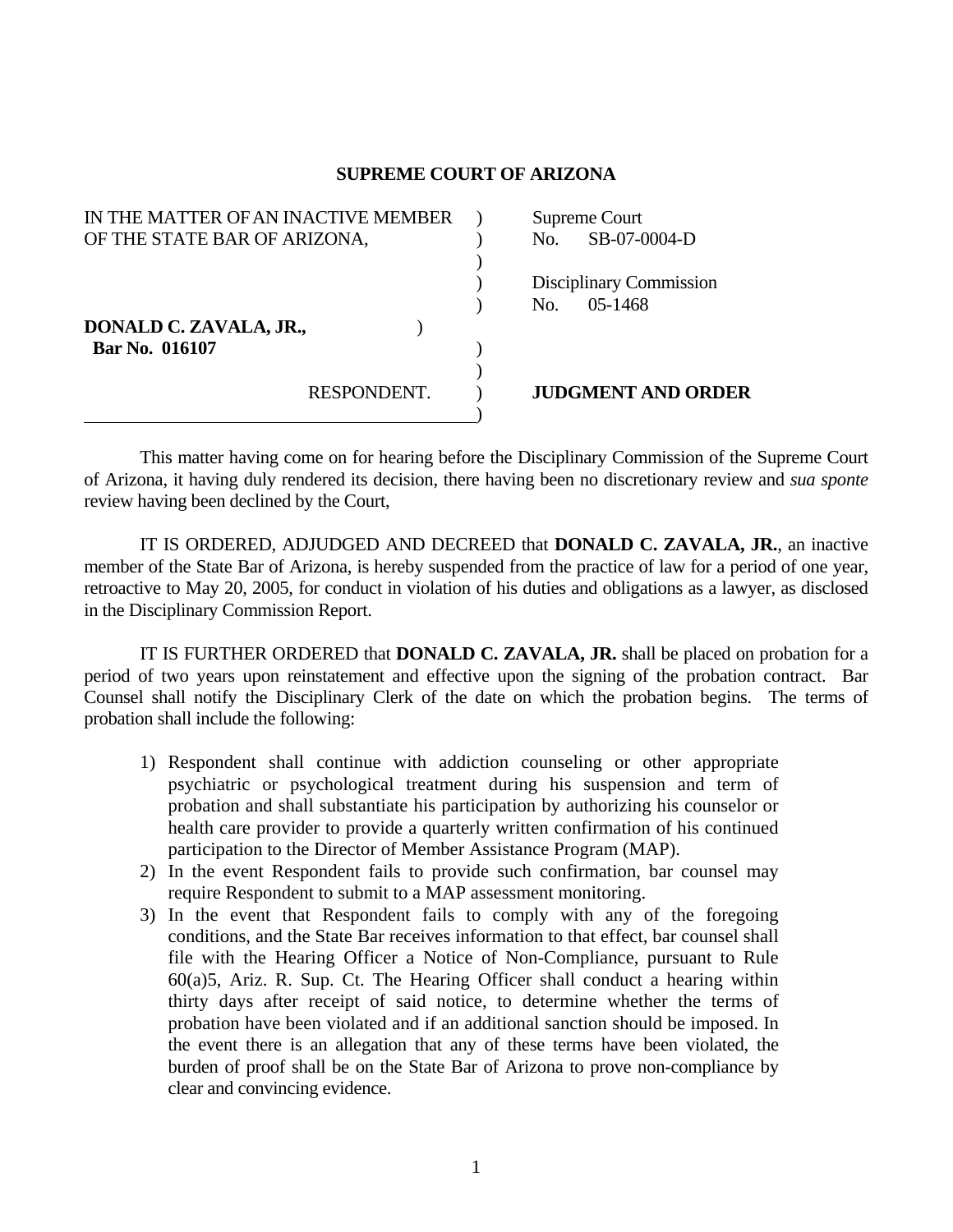# SUPREME COURT OF ARIZONA

| | |
|---|---|
| IN THE MATTER OF AN INACTIVE MEMBER OF THE STATE BAR OF ARIZONA, | Supreme Court No. SB-07-0004-D |
| | Disciplinary Commission No. 05-1468 |
| **DONALD C. ZAVALA, JR.,** **Bar No. 016107** | |
| RESPONDENT. | **JUDGMENT AND ORDER** |

This matter having come on for hearing before the Disciplinary Commission of the Supreme Court of Arizona, it having duly rendered its decision, there having been no discretionary review and *sua sponte* review having been declined by the Court,

IT IS ORDERED, ADJUDGED AND DECREED that **DONALD C. ZAVALA, JR.**, an inactive member of the State Bar of Arizona, is hereby suspended from the practice of law for a period of one year, retroactive to May 20, 2005, for conduct in violation of his duties and obligations as a lawyer, as disclosed in the Disciplinary Commission Report.

IT IS FURTHER ORDERED that **DONALD C. ZAVALA, JR.** shall be placed on probation for a period of two years upon reinstatement and effective upon the signing of the probation contract. Bar Counsel shall notify the Disciplinary Clerk of the date on which the probation begins. The terms of probation shall include the following:

1) Respondent shall continue with addiction counseling or other appropriate psychiatric or psychological treatment during his suspension and term of probation and shall substantiate his participation by authorizing his counselor or health care provider to provide a quarterly written confirmation of his continued participation to the Director of Member Assistance Program (MAP).
2) In the event Respondent fails to provide such confirmation, bar counsel may require Respondent to submit to a MAP assessment monitoring.
3) In the event that Respondent fails to comply with any of the foregoing conditions, and the State Bar receives information to that effect, bar counsel shall file with the Hearing Officer a Notice of Non-Compliance, pursuant to Rule 60(a)5, Ariz. R. Sup. Ct. The Hearing Officer shall conduct a hearing within thirty days after receipt of said notice, to determine whether the terms of probation have been violated and if an additional sanction should be imposed. In the event there is an allegation that any of these terms have been violated, the burden of proof shall be on the State Bar of Arizona to prove non-compliance by clear and convincing evidence.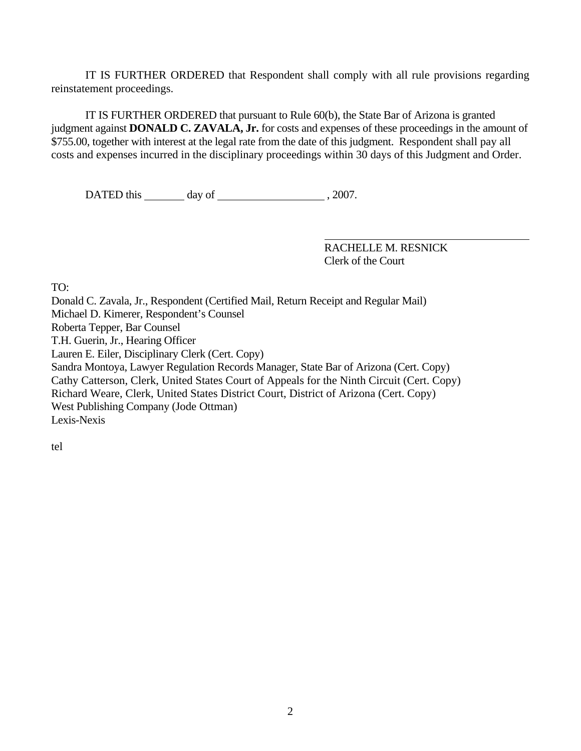IT IS FURTHER ORDERED that Respondent shall comply with all rule provisions regarding reinstatement proceedings.

IT IS FURTHER ORDERED that pursuant to Rule 60(b), the State Bar of Arizona is granted judgment against **DONALD C. ZAVALA, Jr.** for costs and expenses of these proceedings in the amount of $755.00, together with interest at the legal rate from the date of this judgment. Respondent shall pay all costs and expenses incurred in the disciplinary proceedings within 30 days of this Judgment and Order.

DATED this ________ day of ____________________ , 2007.

RACHELLE M. RESNICK
Clerk of the Court

TO:
Donald C. Zavala, Jr., Respondent (Certified Mail, Return Receipt and Regular Mail)
Michael D. Kimerer, Respondent's Counsel
Roberta Tepper, Bar Counsel
T.H. Guerin, Jr., Hearing Officer
Lauren E. Eiler, Disciplinary Clerk (Cert. Copy)
Sandra Montoya, Lawyer Regulation Records Manager, State Bar of Arizona (Cert. Copy)
Cathy Catterson, Clerk, United States Court of Appeals for the Ninth Circuit (Cert. Copy)
Richard Weare, Clerk, United States District Court, District of Arizona (Cert. Copy)
West Publishing Company (Jode Ottman)
Lexis-Nexis

tel